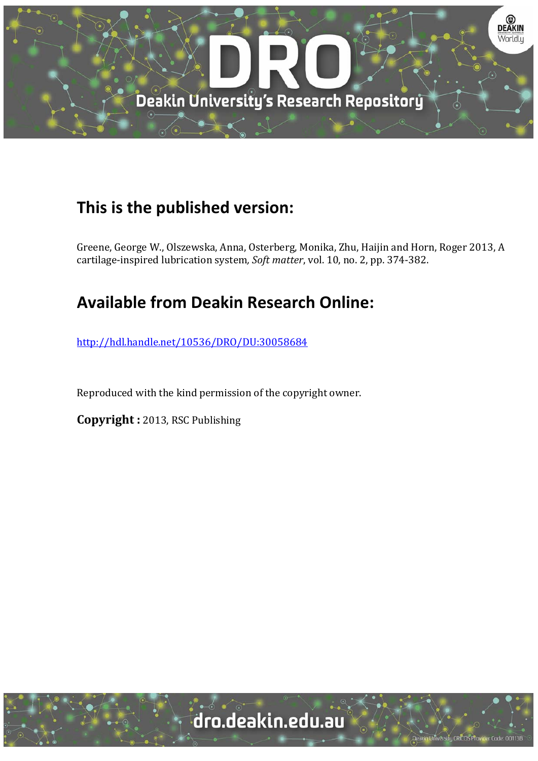## This is the published version:

Greene, George W., Olszewska, Anna, Osterberg, Monika, Zhu, Haijin and Horn, Roger 2013, A cartilage-inspired lubrication system*, Soft matter*, vol. 10, no. 2, pp. 374-382.

## Available from Deakin Research Online:

http://hdl.handle.net/10536/DRO/DU:30058684

Reproduced with the kind permission of the copyright owner.

**Copyright :** 2013, RSC Publishing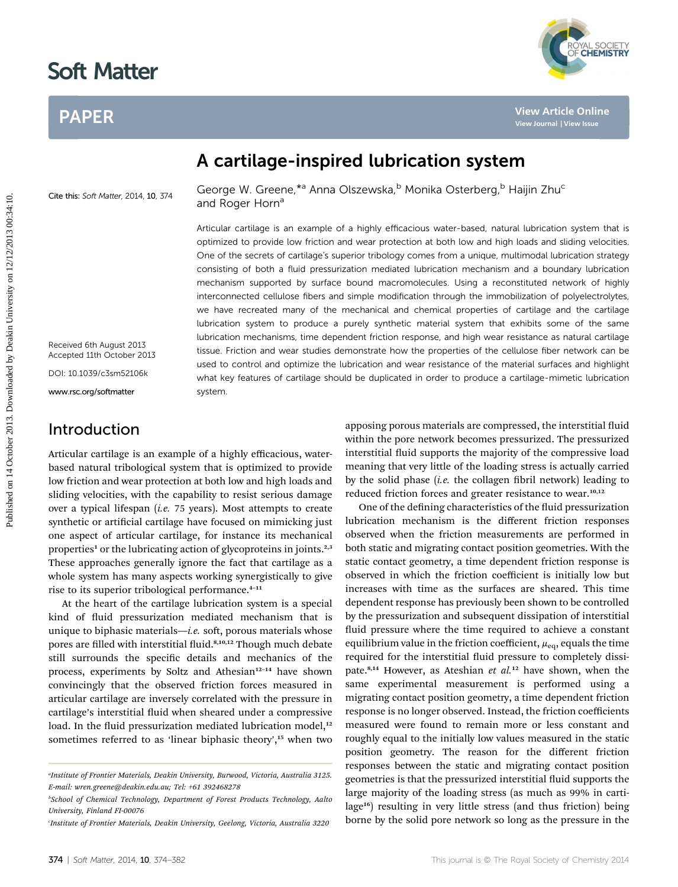# A cartilage-inspired lubrication system

George W. Greene,*[a] Anna Olszewska,[b] Monika Osterberg,[b] Haijin Zhu[c] and Roger Horn[a]

Cite this: *Soft Matter*, 2014, **10**, 374

Received 6th August 2013
Accepted 11th October 2013

DOI: 10.1039/c3sm52106k

www.rsc.org/softmatter

Articular cartilage is an example of a highly efficacious water-based, natural lubrication system that is optimized to provide low friction and wear protection at both low and high loads and sliding velocities. One of the secrets of cartilage's superior tribology comes from a unique, multimodal lubrication strategy consisting of both a fluid pressurization mediated lubrication mechanism and a boundary lubrication mechanism supported by surface bound macromolecules. Using a reconstituted network of highly interconnected cellulose fibers and simple modification through the immobilization of polyelectrolytes, we have recreated many of the mechanical and chemical properties of cartilage and the cartilage lubrication system to produce a purely synthetic material system that exhibits some of the same lubrication mechanisms, time dependent friction response, and high wear resistance as natural cartilage tissue. Friction and wear studies demonstrate how the properties of the cellulose fiber network can be used to control and optimize the lubrication and wear resistance of the material surfaces and highlight what key features of cartilage should be duplicated in order to produce a cartilage-mimetic lubrication system.

## Introduction

Articular cartilage is an example of a highly efficacious, water-based natural tribological system that is optimized to provide low friction and wear protection at both low and high loads and sliding velocities, with the capability to resist serious damage over a typical lifespan (*i.e.* 75 years). Most attempts to create synthetic or artificial cartilage have focused on mimicking just one aspect of articular cartilage, for instance its mechanical properties[1] or the lubricating action of glycoproteins in joints.[2,3] These approaches generally ignore the fact that cartilage as a whole system has many aspects working synergistically to give rise to its superior tribological performance.[4–11]

At the heart of the cartilage lubrication system is a special kind of fluid pressurization mediated mechanism that is unique to biphasic materials—*i.e.* soft, porous materials whose pores are filled with interstitial fluid.[8,10,12] Though much debate still surrounds the specific details and mechanics of the process, experiments by Soltz and Athesian[12–14] have shown convincingly that the observed friction forces measured in articular cartilage are inversely correlated with the pressure in cartilage's interstitial fluid when sheared under a compressive load. In the fluid pressurization mediated lubrication model,[12] sometimes referred to as 'linear biphasic theory',[15] when two apposing porous materials are compressed, the interstitial fluid within the pore network becomes pressurized. The pressurized interstitial fluid supports the majority of the compressive load meaning that very little of the loading stress is actually carried by the solid phase (*i.e.* the collagen fibril network) leading to reduced friction forces and greater resistance to wear.[10,12]

One of the defining characteristics of the fluid pressurization lubrication mechanism is the different friction responses observed when the friction measurements are performed in both static and migrating contact position geometries. With the static contact geometry, a time dependent friction response is observed in which the friction coefficient is initially low but increases with time as the surfaces are sheared. This time dependent response has previously been shown to be controlled by the pressurization and subsequent dissipation of interstitial fluid pressure where the time required to achieve a constant equilibrium value in the friction coefficient, $\mu_{eq}$, equals the time required for the interstitial fluid pressure to completely dissipate.[8,14] However, as Ateshian *et al.*[12] have shown, when the same experimental measurement is performed using a migrating contact position geometry, a time dependent friction response is no longer observed. Instead, the friction coefficients measured were found to remain more or less constant and roughly equal to the initially low values measured in the static position geometry. The reason for the different friction responses between the static and migrating contact position geometries is that the pressurized interstitial fluid supports the large majority of the loading stress (as much as 99% in cartilage[16]) resulting in very little stress (and thus friction) being borne by the solid pore network so long as the pressure in the

[a] Institute of Frontier Materials, Deakin University, Burwood, Victoria, Australia 3125. E-mail: wren.greene@deakin.edu.au; Tel: +61 392468278

[b] School of Chemical Technology, Department of Forest Products Technology, Aalto University, Finland FI-00076

[c] Institute of Frontier Materials, Deakin University, Geelong, Victoria, Australia 3220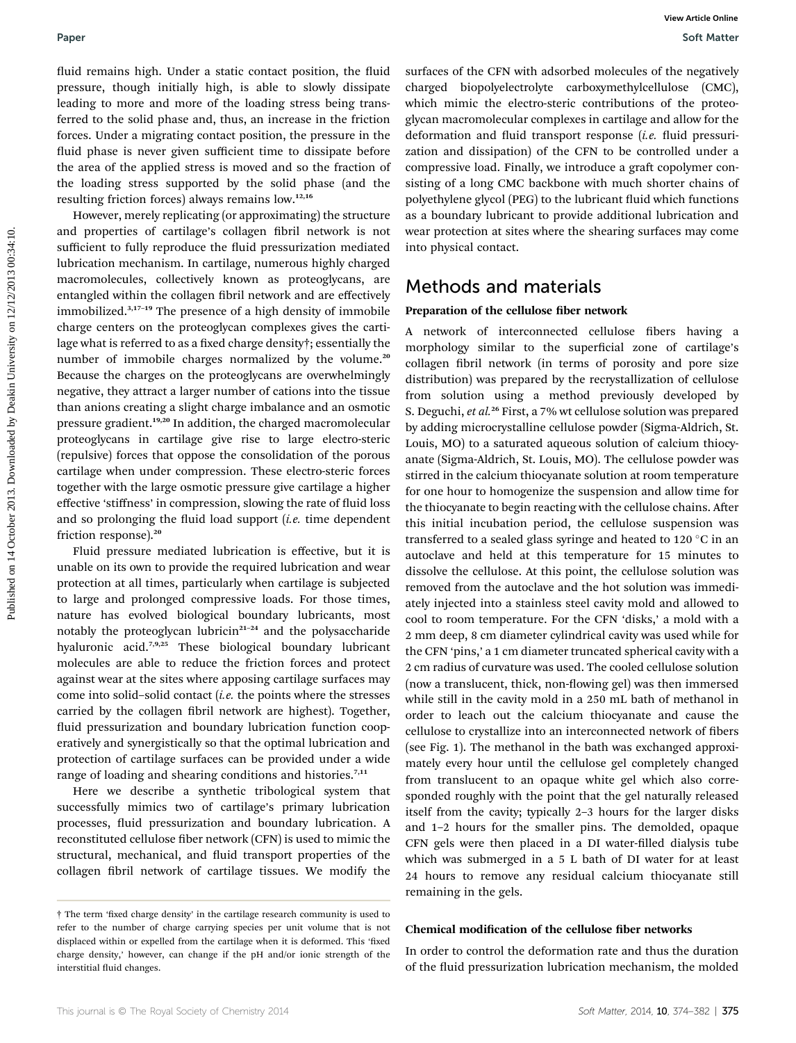fluid remains high. Under a static contact position, the fluid pressure, though initially high, is able to slowly dissipate leading to more and more of the loading stress being transferred to the solid phase and, thus, an increase in the friction forces. Under a migrating contact position, the pressure in the fluid phase is never given sufficient time to dissipate before the area of the applied stress is moved and so the fraction of the loading stress supported by the solid phase (and the resulting friction forces) always remains low.[12,16]

However, merely replicating (or approximating) the structure and properties of cartilage's collagen fibril network is not sufficient to fully reproduce the fluid pressurization mediated lubrication mechanism. In cartilage, numerous highly charged macromolecules, collectively known as proteoglycans, are entangled within the collagen fibril network and are effectively immobilized.[3,17–19] The presence of a high density of immobile charge centers on the proteoglycan complexes gives the cartilage what is referred to as a fixed charge density†; essentially the number of immobile charges normalized by the volume.[20] Because the charges on the proteoglycans are overwhelmingly negative, they attract a larger number of cations into the tissue than anions creating a slight charge imbalance and an osmotic pressure gradient.[19,20] In addition, the charged macromolecular proteoglycans in cartilage give rise to large electro-steric (repulsive) forces that oppose the consolidation of the porous cartilage when under compression. These electro-steric forces together with the large osmotic pressure give cartilage a higher effective 'stiffness' in compression, slowing the rate of fluid loss and so prolonging the fluid load support (*i.e.* time dependent friction response).[20]

Fluid pressure mediated lubrication is effective, but it is unable on its own to provide the required lubrication and wear protection at all times, particularly when cartilage is subjected to large and prolonged compressive loads. For those times, nature has evolved biological boundary lubricants, most notably the proteoglycan lubricin[21–24] and the polysaccharide hyaluronic acid.[7,9,25] These biological boundary lubricant molecules are able to reduce the friction forces and protect against wear at the sites where apposing cartilage surfaces may come into solid–solid contact (*i.e.* the points where the stresses carried by the collagen fibril network are highest). Together, fluid pressurization and boundary lubrication function cooperatively and synergistically so that the optimal lubrication and protection of cartilage surfaces can be provided under a wide range of loading and shearing conditions and histories.[7,11]

Here we describe a synthetic tribological system that successfully mimics two of cartilage's primary lubrication processes, fluid pressurization and boundary lubrication. A reconstituted cellulose fiber network (CFN) is used to mimic the structural, mechanical, and fluid transport properties of the collagen fibril network of cartilage tissues. We modify the surfaces of the CFN with adsorbed molecules of the negatively charged biopolyelectrolyte carboxymethylcellulose (CMC), which mimic the electro-steric contributions of the proteoglycan macromolecular complexes in cartilage and allow for the deformation and fluid transport response (*i.e.* fluid pressurization and dissipation) of the CFN to be controlled under a compressive load. Finally, we introduce a graft copolymer consisting of a long CMC backbone with much shorter chains of polyethylene glycol (PEG) to the lubricant fluid which functions as a boundary lubricant to provide additional lubrication and wear protection at sites where the shearing surfaces may come into physical contact.

† The term 'fixed charge density' in the cartilage research community is used to refer to the number of charge carrying species per unit volume that is not displaced within or expelled from the cartilage when it is deformed. This 'fixed charge density,' however, can change if the pH and/or ionic strength of the interstitial fluid changes.

## Methods and materials

### Preparation of the cellulose fiber network

A network of interconnected cellulose fibers having a morphology similar to the superficial zone of cartilage's collagen fibril network (in terms of porosity and pore size distribution) was prepared by the recrystallization of cellulose from solution using a method previously developed by S. Deguchi, *et al.*[26] First, a 7% wt cellulose solution was prepared by adding microcrystalline cellulose powder (Sigma-Aldrich, St. Louis, MO) to a saturated aqueous solution of calcium thiocyanate (Sigma-Aldrich, St. Louis, MO). The cellulose powder was stirred in the calcium thiocyanate solution at room temperature for one hour to homogenize the suspension and allow time for the thiocyanate to begin reacting with the cellulose chains. After this initial incubation period, the cellulose suspension was transferred to a sealed glass syringe and heated to 120 °C in an autoclave and held at this temperature for 15 minutes to dissolve the cellulose. At this point, the cellulose solution was removed from the autoclave and the hot solution was immediately injected into a stainless steel cavity mold and allowed to cool to room temperature. For the CFN 'disks,' a mold with a 2 mm deep, 8 cm diameter cylindrical cavity was used while for the CFN 'pins,' a 1 cm diameter truncated spherical cavity with a 2 cm radius of curvature was used. The cooled cellulose solution (now a translucent, thick, non-flowing gel) was then immersed while still in the cavity mold in a 250 mL bath of methanol in order to leach out the calcium thiocyanate and cause the cellulose to crystallize into an interconnected network of fibers (see Fig. 1). The methanol in the bath was exchanged approximately every hour until the cellulose gel completely changed from translucent to an opaque white gel which also corresponded roughly with the point that the gel naturally released itself from the cavity; typically 2–3 hours for the larger disks and 1–2 hours for the smaller pins. The demolded, opaque CFN gels were then placed in a DI water-filled dialysis tube which was submerged in a 5 L bath of DI water for at least 24 hours to remove any residual calcium thiocyanate still remaining in the gels.

### Chemical modification of the cellulose fiber networks

In order to control the deformation rate and thus the duration of the fluid pressurization lubrication mechanism, the molded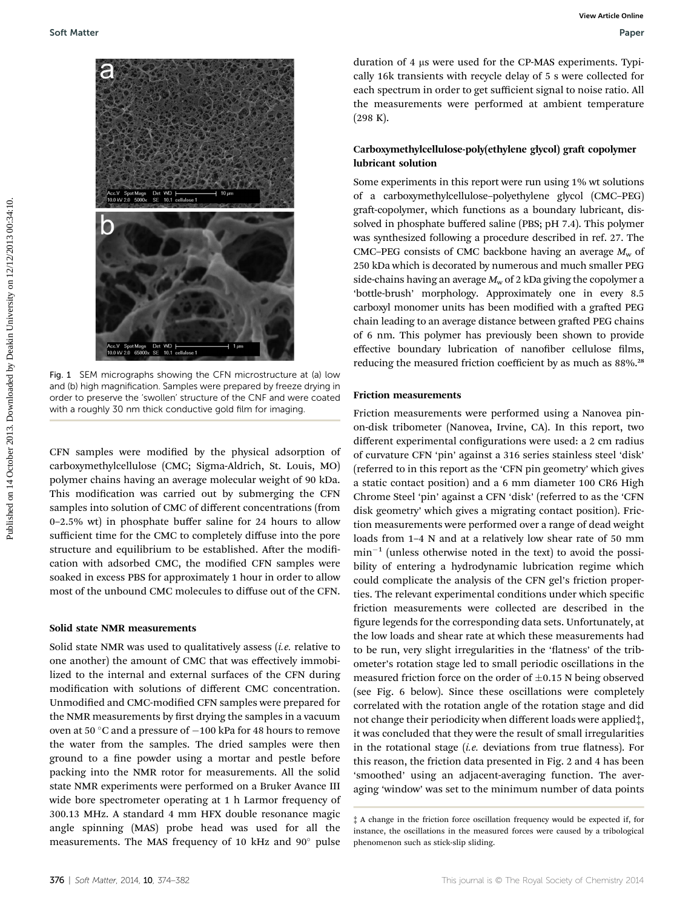Fig. 1 SEM micrographs showing the CFN microstructure at (a) low and (b) high magnification. Samples were prepared by freeze drying in order to preserve the 'swollen' structure of the CNF and were coated with a roughly 30 nm thick conductive gold film for imaging.

CFN samples were modified by the physical adsorption of carboxymethylcellulose (CMC; Sigma-Aldrich, St. Louis, MO) polymer chains having an average molecular weight of 90 kDa. This modification was carried out by submerging the CFN samples into solution of CMC of different concentrations (from 0–2.5% wt) in phosphate buffer saline for 24 hours to allow sufficient time for the CMC to completely diffuse into the pore structure and equilibrium to be established. After the modification with adsorbed CMC, the modified CFN samples were soaked in excess PBS for approximately 1 hour in order to allow most of the unbound CMC molecules to diffuse out of the CFN.

### Solid state NMR measurements

Solid state NMR was used to qualitatively assess (*i.e.* relative to one another) the amount of CMC that was effectively immobilized to the internal and external surfaces of the CFN during modification with solutions of different CMC concentration. Unmodified and CMC-modified CFN samples were prepared for the NMR measurements by first drying the samples in a vacuum oven at 50 °C and a pressure of −100 kPa for 48 hours to remove the water from the samples. The dried samples were then ground to a fine powder using a mortar and pestle before packing into the NMR rotor for measurements. All the solid state NMR experiments were performed on a Bruker Avance III wide bore spectrometer operating at 1 h Larmor frequency of 300.13 MHz. A standard 4 mm HFX double resonance magic angle spinning (MAS) probe head was used for all the measurements. The MAS frequency of 10 kHz and 90° pulse duration of 4 μs were used for the CP-MAS experiments. Typically 16k transients with recycle delay of 5 s were collected for each spectrum in order to get sufficient signal to noise ratio. All the measurements were performed at ambient temperature (298 K).

### Carboxymethylcellulose-poly(ethylene glycol) graft copolymer lubricant solution

Some experiments in this report were run using 1% wt solutions of a carboxymethylcellulose–polyethylene glycol (CMC–PEG) graft-copolymer, which functions as a boundary lubricant, dissolved in phosphate buffered saline (PBS; pH 7.4). This polymer was synthesized following a procedure described in ref. 27. The CMC–PEG consists of CMC backbone having an average $M_w$ of 250 kDa which is decorated by numerous and much smaller PEG side-chains having an average $M_w$ of 2 kDa giving the copolymer a 'bottle-brush' morphology. Approximately one in every 8.5 carboxyl monomer units has been modified with a grafted PEG chain leading to an average distance between grafted PEG chains of 6 nm. This polymer has previously been shown to provide effective boundary lubrication of nanofiber cellulose films, reducing the measured friction coefficient by as much as 88%.[28]

### Friction measurements

Friction measurements were performed using a Nanovea pin-on-disk tribometer (Nanovea, Irvine, CA). In this report, two different experimental configurations were used: a 2 cm radius of curvature CFN 'pin' against a 316 series stainless steel 'disk' (referred to in this report as the 'CFN pin geometry' which gives a static contact position) and a 6 mm diameter 100 CR6 High Chrome Steel 'pin' against a CFN 'disk' (referred to as the 'CFN disk geometry' which gives a migrating contact position). Friction measurements were performed over a range of dead weight loads from 1–4 N and at a relatively low shear rate of 50 mm min$^{-1}$ (unless otherwise noted in the text) to avoid the possibility of entering a hydrodynamic lubrication regime which could complicate the analysis of the CFN gel's friction properties. The relevant experimental conditions under which specific friction measurements were collected are described in the figure legends for the corresponding data sets. Unfortunately, at the low loads and shear rate at which these measurements had to be run, very slight irregularities in the 'flatness' of the tribometer's rotation stage led to small periodic oscillations in the measured friction force on the order of ±0.15 N being observed (see Fig. 6 below). Since these oscillations were completely correlated with the rotation angle of the rotation stage and did not change their periodicity when different loads were applied‡, it was concluded that they were the result of small irregularities in the rotational stage (*i.e.* deviations from true flatness). For this reason, the friction data presented in Fig. 2 and 4 has been 'smoothed' using an adjacent-averaging function. The averaging 'window' was set to the minimum number of data points

‡ A change in the friction force oscillation frequency would be expected if, for instance, the oscillations in the measured forces were caused by a tribological phenomenon such as stick-slip sliding.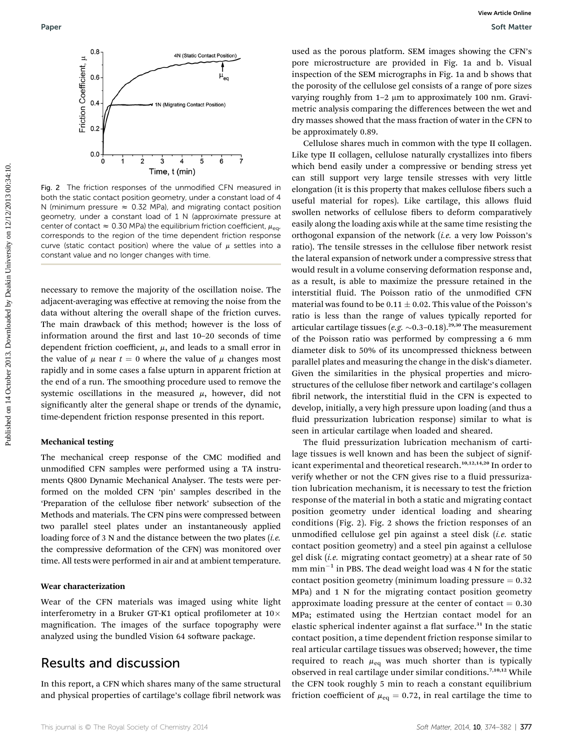Fig. 2 The friction responses of the unmodified CFN measured in both the static contact position geometry, under a constant load of 4 N (minimum pressure ≈ 0.32 MPa), and migrating contact position geometry, under a constant load of 1 N (approximate pressure at center of contact ≈ 0.30 MPa) the equilibrium friction coefficient, $\mu_{eq}$, corresponds to the region of the time dependent friction response curve (static contact position) where the value of $\mu$ settles into a constant value and no longer changes with time.

necessary to remove the majority of the oscillation noise. The adjacent-averaging was effective at removing the noise from the data without altering the overall shape of the friction curves. The main drawback of this method; however is the loss of information around the first and last 10–20 seconds of time dependent friction coefficient, $\mu$, and leads to a small error in the value of $\mu$ near $t = 0$ where the value of $\mu$ changes most rapidly and in some cases a false upturn in apparent friction at the end of a run. The smoothing procedure used to remove the systemic oscillations in the measured $\mu$, however, did not significantly alter the general shape or trends of the dynamic, time-dependent friction response presented in this report.

### Mechanical testing

The mechanical creep response of the CMC modified and unmodified CFN samples were performed using a TA instruments Q800 Dynamic Mechanical Analyser. The tests were performed on the molded CFN 'pin' samples described in the 'Preparation of the cellulose fiber network' subsection of the Methods and materials. The CFN pins were compressed between two parallel steel plates under an instantaneously applied loading force of 3 N and the distance between the two plates (*i.e.* the compressive deformation of the CFN) was monitored over time. All tests were performed in air and at ambient temperature.

### Wear characterization

Wear of the CFN materials was imaged using white light interferometry in a Bruker GT-K1 optical profilometer at 10× magnification. The images of the surface topography were analyzed using the bundled Vision 64 software package.

## Results and discussion

In this report, a CFN which shares many of the same structural and physical properties of cartilage's collage fibril network was used as the porous platform. SEM images showing the CFN's pore microstructure are provided in Fig. 1a and b. Visual inspection of the SEM micrographs in Fig. 1a and b shows that the porosity of the cellulose gel consists of a range of pore sizes varying roughly from 1–2 μm to approximately 100 nm. Gravimetric analysis comparing the differences between the wet and dry masses showed that the mass fraction of water in the CFN to be approximately 0.89.

Cellulose shares much in common with the type II collagen. Like type II collagen, cellulose naturally crystallizes into fibers which bend easily under a compressive or bending stress yet can still support very large tensile stresses with very little elongation (it is this property that makes cellulose fibers such a useful material for ropes). Like cartilage, this allows fluid swollen networks of cellulose fibers to deform comparatively easily along the loading axis while at the same time resisting the orthogonal expansion of the network (*i.e.* a very low Poisson's ratio). The tensile stresses in the cellulose fiber network resist the lateral expansion of network under a compressive stress that would result in a volume conserving deformation response and, as a result, is able to maximize the pressure retained in the interstitial fluid. The Poisson ratio of the unmodified CFN material was found to be 0.11 ± 0.02. This value of the Poisson's ratio is less than the range of values typically reported for articular cartilage tissues (*e.g.* ~0.3–0.18).[29,30] The measurement of the Poisson ratio was performed by compressing a 6 mm diameter disk to 50% of its uncompressed thickness between parallel plates and measuring the change in the disk's diameter. Given the similarities in the physical properties and microstructures of the cellulose fiber network and cartilage's collagen fibril network, the interstitial fluid in the CFN is expected to develop, initially, a very high pressure upon loading (and thus a fluid pressurization lubrication response) similar to what is seen in articular cartilage when loaded and sheared.

The fluid pressurization lubrication mechanism of cartilage tissues is well known and has been the subject of significant experimental and theoretical research.[10,12,14,20] In order to verify whether or not the CFN gives rise to a fluid pressurization lubrication mechanism, it is necessary to test the friction response of the material in both a static and migrating contact position geometry under identical loading and shearing conditions (Fig. 2). Fig. 2 shows the friction responses of an unmodified cellulose gel pin against a steel disk (*i.e.* static contact position geometry) and a steel pin against a cellulose gel disk (*i.e.* migrating contact geometry) at a shear rate of 50 mm min$^{-1}$ in PBS. The dead weight load was 4 N for the static contact position geometry (minimum loading pressure = 0.32 MPa) and 1 N for the migrating contact position geometry approximate loading pressure at the center of contact = 0.30 MPa; estimated using the Hertzian contact model for an elastic spherical indenter against a flat surface.[31] In the static contact position, a time dependent friction response similar to real articular cartilage tissues was observed; however, the time required to reach $\mu_{eq}$ was much shorter than is typically observed in real cartilage under similar conditions.[7,10,12] While the CFN took roughly 5 min to reach a constant equilibrium friction coefficient of $\mu_{eq} = 0.72$, in real cartilage the time to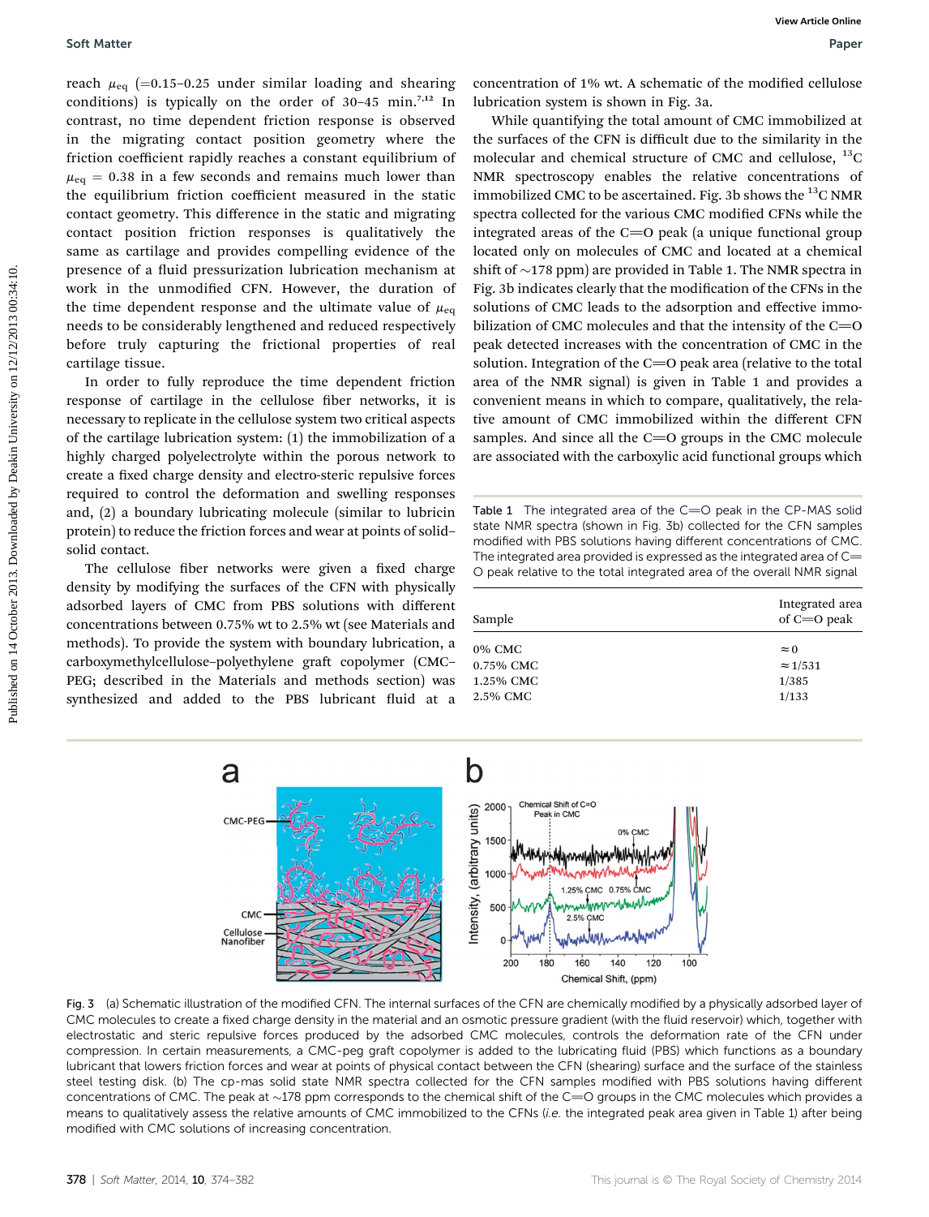reach $\mu_{eq}$ (=0.15–0.25 under similar loading and shearing conditions) is typically on the order of 30–45 min.[7,12] In contrast, no time dependent friction response is observed in the migrating contact position geometry where the friction coefficient rapidly reaches a constant equilibrium of $\mu_{eq}$ = 0.38 in a few seconds and remains much lower than the equilibrium friction coefficient measured in the static contact geometry. This difference in the static and migrating contact position friction responses is qualitatively the same as cartilage and provides compelling evidence of the presence of a fluid pressurization lubrication mechanism at work in the unmodified CFN. However, the duration of the time dependent response and the ultimate value of $\mu_{eq}$ needs to be considerably lengthened and reduced respectively before truly capturing the frictional properties of real cartilage tissue.

In order to fully reproduce the time dependent friction response of cartilage in the cellulose fiber networks, it is necessary to replicate in the cellulose system two critical aspects of the cartilage lubrication system: (1) the immobilization of a highly charged polyelectrolyte within the porous network to create a fixed charge density and electro-steric repulsive forces required to control the deformation and swelling responses and, (2) a boundary lubricating molecule (similar to lubricin protein) to reduce the friction forces and wear at points of solid–solid contact.

The cellulose fiber networks were given a fixed charge density by modifying the surfaces of the CFN with physically adsorbed layers of CMC from PBS solutions with different concentrations between 0.75% wt to 2.5% wt (see Materials and methods). To provide the system with boundary lubrication, a carboxymethylcellulose–polyethylene graft copolymer (CMC–PEG; described in the Materials and methods section) was synthesized and added to the PBS lubricant fluid at a concentration of 1% wt. A schematic of the modified cellulose lubrication system is shown in Fig. 3a.

While quantifying the total amount of CMC immobilized at the surfaces of the CFN is difficult due to the similarity in the molecular and chemical structure of CMC and cellulose, $^{13}$C NMR spectroscopy enables the relative concentrations of immobilized CMC to be ascertained. Fig. 3b shows the $^{13}$C NMR spectra collected for the various CMC modified CFNs while the integrated areas of the C=O peak (a unique functional group located only on molecules of CMC and located at a chemical shift of ~178 ppm) are provided in Table 1. The NMR spectra in Fig. 3b indicates clearly that the modification of the CFNs in the solutions of CMC leads to the adsorption and effective immobilization of CMC molecules and that the intensity of the C=O peak detected increases with the concentration of CMC in the solution. Integration of the C=O peak area (relative to the total area of the NMR signal) is given in Table 1 and provides a convenient means in which to compare, qualitatively, the relative amount of CMC immobilized within the different CFN samples. And since all the C=O groups in the CMC molecule are associated with the carboxylic acid functional groups which

Table 1 The integrated area of the C=O peak in the CP-MAS solid state NMR spectra (shown in Fig. 3b) collected for the CFN samples modified with PBS solutions having different concentrations of CMC. The integrated area provided is expressed as the integrated area of C=O peak relative to the total integrated area of the overall NMR signal

| Sample | Integrated area of C=O peak |
|---|---|
| 0% CMC | ≈ 0 |
| 0.75% CMC | ≈ 1/531 |
| 1.25% CMC | 1/385 |
| 2.5% CMC | 1/133 |

Fig. 3 (a) Schematic illustration of the modified CFN. The internal surfaces of the CFN are chemically modified by a physically adsorbed layer of CMC molecules to create a fixed charge density in the material and an osmotic pressure gradient (with the fluid reservoir) which, together with electrostatic and steric repulsive forces produced by the adsorbed CMC molecules, controls the deformation rate of the CFN under compression. In certain measurements, a CMC-peg graft copolymer is added to the lubricating fluid (PBS) which functions as a boundary lubricant that lowers friction forces and wear at points of physical contact between the CFN (shearing) surface and the surface of the stainless steel testing disk. (b) The cp-mas solid state NMR spectra collected for the CFN samples modified with PBS solutions having different concentrations of CMC. The peak at ~178 ppm corresponds to the chemical shift of the C=O groups in the CMC molecules which provides a means to qualitatively assess the relative amounts of CMC immobilized to the CFNs (*i.e.* the integrated peak area given in Table 1) after being modified with CMC solutions of increasing concentration.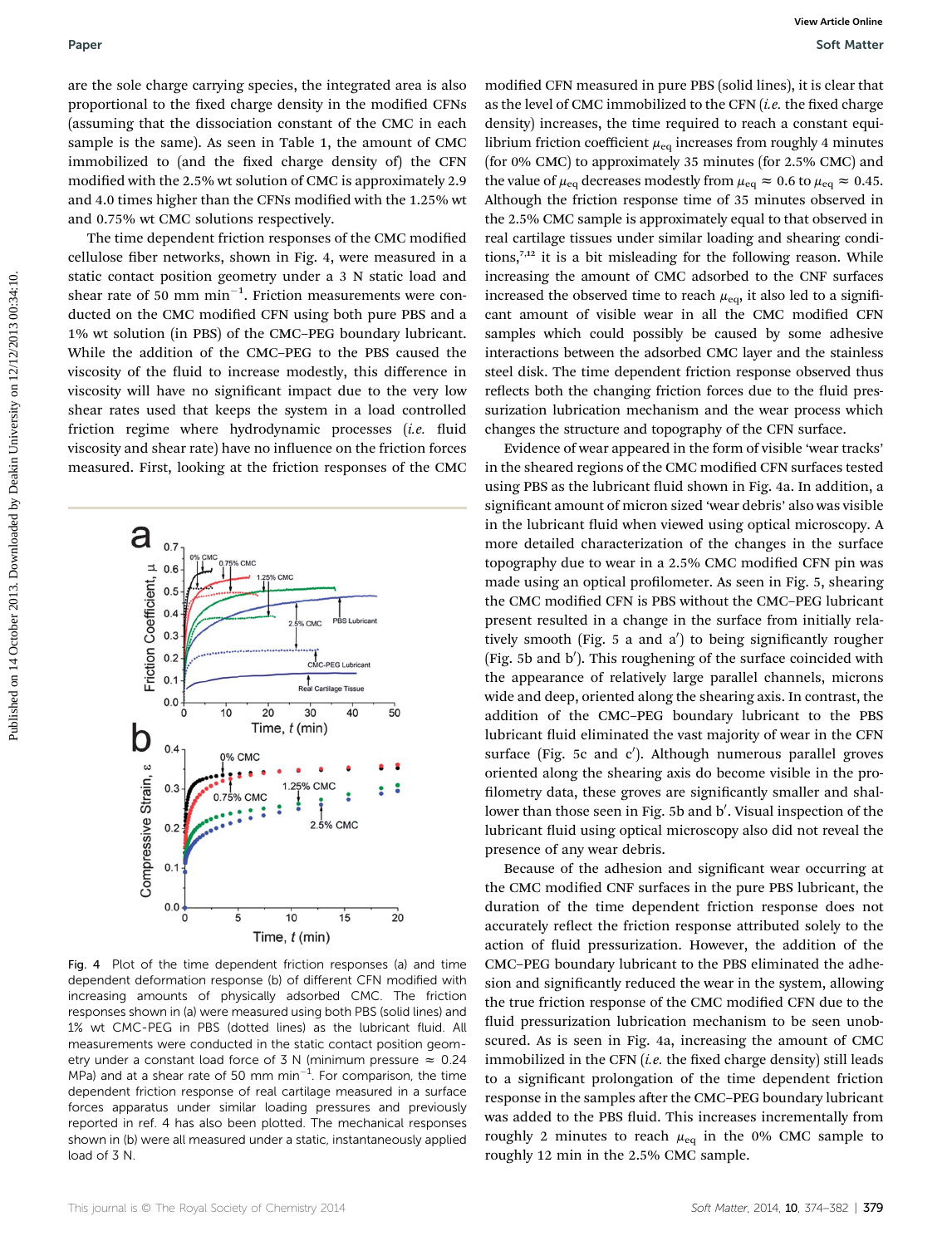are the sole charge carrying species, the integrated area is also proportional to the fixed charge density in the modified CFNs (assuming that the dissociation constant of the CMC in each sample is the same). As seen in Table 1, the amount of CMC immobilized to (and the fixed charge density of) the CFN modified with the 2.5% wt solution of CMC is approximately 2.9 and 4.0 times higher than the CFNs modified with the 1.25% wt and 0.75% wt CMC solutions respectively.

The time dependent friction responses of the CMC modified cellulose fiber networks, shown in Fig. 4, were measured in a static contact position geometry under a 3 N static load and shear rate of 50 mm min$^{-1}$. Friction measurements were conducted on the CMC modified CFN using both pure PBS and a 1% wt solution (in PBS) of the CMC–PEG boundary lubricant. While the addition of the CMC–PEG to the PBS caused the viscosity of the fluid to increase modestly, this difference in viscosity will have no significant impact due to the very low shear rates used that keeps the system in a load controlled friction regime where hydrodynamic processes (*i.e.* fluid viscosity and shear rate) have no influence on the friction forces measured. First, looking at the friction responses of the CMC modified CFN measured in pure PBS (solid lines), it is clear that as the level of CMC immobilized to the CFN (*i.e.* the fixed charge density) increases, the time required to reach a constant equilibrium friction coefficient $\mu_{eq}$ increases from roughly 4 minutes (for 0% CMC) to approximately 35 minutes (for 2.5% CMC) and the value of $\mu_{eq}$ decreases modestly from $\mu_{eq} \approx 0.6$ to $\mu_{eq} \approx 0.45$. Although the friction response time of 35 minutes observed in the 2.5% CMC sample is approximately equal to that observed in real cartilage tissues under similar loading and shearing conditions,[7,12] it is a bit misleading for the following reason. While increasing the amount of CMC adsorbed to the CNF surfaces increased the observed time to reach $\mu_{eq}$, it also led to a significant amount of visible wear in all the CMC modified CFN samples which could possibly be caused by some adhesive interactions between the adsorbed CMC layer and the stainless steel disk. The time dependent friction response observed thus reflects both the changing friction forces due to the fluid pressurization lubrication mechanism and the wear process which changes the structure and topography of the CFN surface.

Fig. 4 Plot of the time dependent friction responses (a) and time dependent deformation response (b) of different CFN modified with increasing amounts of physically adsorbed CMC. The friction responses shown in (a) were measured using both PBS (solid lines) and 1% wt CMC-PEG in PBS (dotted lines) as the lubricant fluid. All measurements were conducted in the static contact position geometry under a constant load force of 3 N (minimum pressure ≈ 0.24 MPa) and at a shear rate of 50 mm min$^{-1}$. For comparison, the time dependent friction response of real cartilage measured in a surface forces apparatus under similar loading pressures and previously reported in ref. 4 has also been plotted. The mechanical responses shown in (b) were all measured under a static, instantaneously applied load of 3 N.

Evidence of wear appeared in the form of visible 'wear tracks' in the sheared regions of the CMC modified CFN surfaces tested using PBS as the lubricant fluid shown in Fig. 4a. In addition, a significant amount of micron sized 'wear debris' also was visible in the lubricant fluid when viewed using optical microscopy. A more detailed characterization of the changes in the surface topography due to wear in a 2.5% CMC modified CFN pin was made using an optical profilometer. As seen in Fig. 5, shearing the CMC modified CFN is PBS without the CMC–PEG lubricant present resulted in a change in the surface from initially relatively smooth (Fig. 5 a and a′) to being significantly rougher (Fig. 5b and b′). This roughening of the surface coincided with the appearance of relatively large parallel channels, microns wide and deep, oriented along the shearing axis. In contrast, the addition of the CMC–PEG boundary lubricant to the PBS lubricant fluid eliminated the vast majority of wear in the CFN surface (Fig. 5c and c′). Although numerous parallel groves oriented along the shearing axis do become visible in the profilometry data, these groves are significantly smaller and shallower than those seen in Fig. 5b and b′. Visual inspection of the lubricant fluid using optical microscopy also did not reveal the presence of any wear debris.

Because of the adhesion and significant wear occurring at the CMC modified CNF surfaces in the pure PBS lubricant, the duration of the time dependent friction response does not accurately reflect the friction response attributed solely to the action of fluid pressurization. However, the addition of the CMC–PEG boundary lubricant to the PBS eliminated the adhesion and significantly reduced the wear in the system, allowing the true friction response of the CMC modified CFN due to the fluid pressurization lubrication mechanism to be seen unobscured. As is seen in Fig. 4a, increasing the amount of CMC immobilized in the CFN (*i.e.* the fixed charge density) still leads to a significant prolongation of the time dependent friction response in the samples after the CMC–PEG boundary lubricant was added to the PBS fluid. This increases incrementally from roughly 2 minutes to reach $\mu_{eq}$ in the 0% CMC sample to roughly 12 min in the 2.5% CMC sample.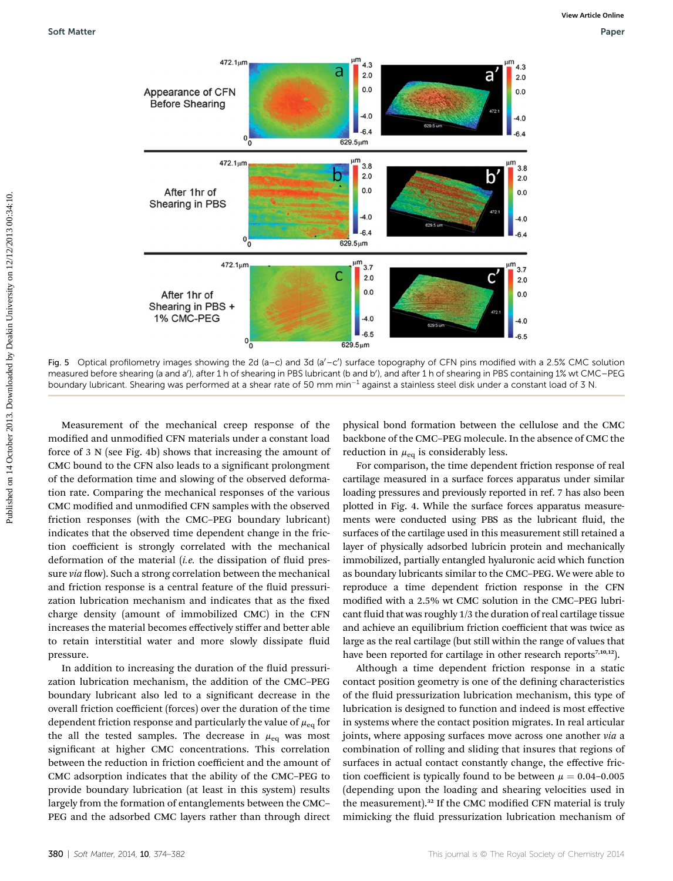Fig. 5 Optical profilometry images showing the 2d (a–c) and 3d (a′–c′) surface topography of CFN pins modified with a 2.5% CMC solution measured before shearing (a and a′), after 1 h of shearing in PBS lubricant (b and b′), and after 1 h of shearing in PBS containing 1% wt CMC–PEG boundary lubricant. Shearing was performed at a shear rate of 50 mm min$^{-1}$ against a stainless steel disk under a constant load of 3 N.

Measurement of the mechanical creep response of the modified and unmodified CFN materials under a constant load force of 3 N (see Fig. 4b) shows that increasing the amount of CMC bound to the CFN also leads to a significant prolongment of the deformation time and slowing of the observed deformation rate. Comparing the mechanical responses of the various CMC modified and unmodified CFN samples with the observed friction responses (with the CMC–PEG boundary lubricant) indicates that the observed time dependent change in the friction coefficient is strongly correlated with the mechanical deformation of the material (*i.e.* the dissipation of fluid pressure *via* flow). Such a strong correlation between the mechanical and friction response is a central feature of the fluid pressurization lubrication mechanism and indicates that as the fixed charge density (amount of immobilized CMC) in the CFN increases the material becomes effectively stiffer and better able to retain interstitial water and more slowly dissipate fluid pressure.

In addition to increasing the duration of the fluid pressurization lubrication mechanism, the addition of the CMC–PEG boundary lubricant also led to a significant decrease in the overall friction coefficient (forces) over the duration of the time dependent friction response and particularly the value of $\mu_{eq}$ for the all the tested samples. The decrease in $\mu_{eq}$ was most significant at higher CMC concentrations. This correlation between the reduction in friction coefficient and the amount of CMC adsorption indicates that the ability of the CMC–PEG to provide boundary lubrication (at least in this system) results largely from the formation of entanglements between the CMC–PEG and the adsorbed CMC layers rather than through direct physical bond formation between the cellulose and the CMC backbone of the CMC–PEG molecule. In the absence of CMC the reduction in $\mu_{eq}$ is considerably less.

For comparison, the time dependent friction response of real cartilage measured in a surface forces apparatus under similar loading pressures and previously reported in ref. 7 has also been plotted in Fig. 4. While the surface forces apparatus measurements were conducted using PBS as the lubricant fluid, the surfaces of the cartilage used in this measurement still retained a layer of physically adsorbed lubricin protein and mechanically immobilized, partially entangled hyaluronic acid which function as boundary lubricants similar to the CMC–PEG. We were able to reproduce a time dependent friction response in the CFN modified with a 2.5% wt CMC solution in the CMC–PEG lubricant fluid that was roughly 1/3 the duration of real cartilage tissue and achieve an equilibrium friction coefficient that was twice as large as the real cartilage (but still within the range of values that have been reported for cartilage in other research reports[7,10,12]).

Although a time dependent friction response in a static contact position geometry is one of the defining characteristics of the fluid pressurization lubrication mechanism, this type of lubrication is designed to function and indeed is most effective in systems where the contact position migrates. In real articular joints, where apposing surfaces move across one another *via* a combination of rolling and sliding that insures that regions of surfaces in actual contact constantly change, the effective friction coefficient is typically found to be between $\mu$ = 0.04–0.005 (depending upon the loading and shearing velocities used in the measurement).[32] If the CMC modified CFN material is truly mimicking the fluid pressurization lubrication mechanism of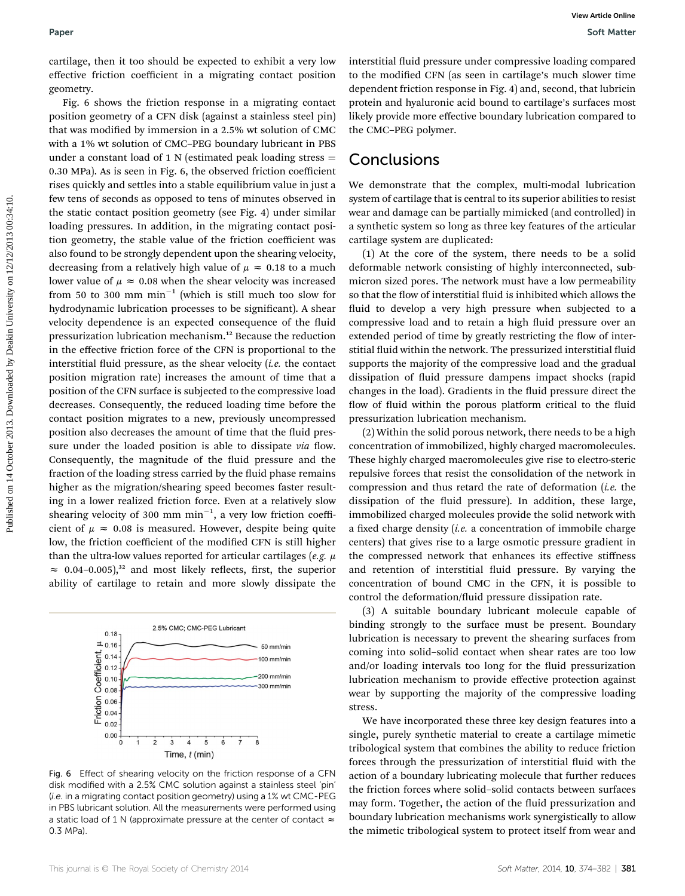cartilage, then it too should be expected to exhibit a very low effective friction coefficient in a migrating contact position geometry.

Fig. 6 shows the friction response in a migrating contact position geometry of a CFN disk (against a stainless steel pin) that was modified by immersion in a 2.5% wt solution of CMC with a 1% wt solution of CMC–PEG boundary lubricant in PBS under a constant load of 1 N (estimated peak loading stress = 0.30 MPa). As is seen in Fig. 6, the observed friction coefficient rises quickly and settles into a stable equilibrium value in just a few tens of seconds as opposed to tens of minutes observed in the static contact position geometry (see Fig. 4) under similar loading pressures. In addition, in the migrating contact position geometry, the stable value of the friction coefficient was also found to be strongly dependent upon the shearing velocity, decreasing from a relatively high value of $\mu \approx 0.18$ to a much lower value of $\mu \approx 0.08$ when the shear velocity was increased from 50 to 300 mm $\text{min}^{-1}$ (which is still much too slow for hydrodynamic lubrication processes to be significant). A shear velocity dependence is an expected consequence of the fluid pressurization lubrication mechanism.[12] Because the reduction in the effective friction force of the CFN is proportional to the interstitial fluid pressure, as the shear velocity (*i.e.* the contact position migration rate) increases the amount of time that a position of the CFN surface is subjected to the compressive load decreases. Consequently, the reduced loading time before the contact position migrates to a new, previously uncompressed position also decreases the amount of time that the fluid pressure under the loaded position is able to dissipate *via* flow. Consequently, the magnitude of the fluid pressure and the fraction of the loading stress carried by the fluid phase remains higher as the migration/shearing speed becomes faster resulting in a lower realized friction force. Even at a relatively slow shearing velocity of 300 mm $\text{min}^{-1}$, a very low friction coefficient of $\mu \approx 0.08$ is measured. However, despite being quite low, the friction coefficient of the modified CFN is still higher than the ultra-low values reported for articular cartilages (*e.g.* $\mu \approx 0.04$–$0.005$),[32] and most likely reflects, first, the superior ability of cartilage to retain and more slowly dissipate the interstitial fluid pressure under compressive loading compared to the modified CFN (as seen in cartilage's much slower time dependent friction response in Fig. 4) and, second, that lubricin protein and hyaluronic acid bound to cartilage's surfaces most likely provide more effective boundary lubrication compared to the CMC–PEG polymer.

Fig. 6 Effect of shearing velocity on the friction response of a CFN disk modified with a 2.5% CMC solution against a stainless steel 'pin' (*i.e.* in a migrating contact position geometry) using a 1% wt CMC-PEG in PBS lubricant solution. All the measurements were performed using a static load of 1 N (approximate pressure at the center of contact ≈ 0.3 MPa).

## Conclusions

We demonstrate that the complex, multi-modal lubrication system of cartilage that is central to its superior abilities to resist wear and damage can be partially mimicked (and controlled) in a synthetic system so long as three key features of the articular cartilage system are duplicated:

(1) At the core of the system, there needs to be a solid deformable network consisting of highly interconnected, submicron sized pores. The network must have a low permeability so that the flow of interstitial fluid is inhibited which allows the fluid to develop a very high pressure when subjected to a compressive load and to retain a high fluid pressure over an extended period of time by greatly restricting the flow of interstitial fluid within the network. The pressurized interstitial fluid supports the majority of the compressive load and the gradual dissipation of fluid pressure dampens impact shocks (rapid changes in the load). Gradients in the fluid pressure direct the flow of fluid within the porous platform critical to the fluid pressurization lubrication mechanism.

(2) Within the solid porous network, there needs to be a high concentration of immobilized, highly charged macromolecules. These highly charged macromolecules give rise to electro-steric repulsive forces that resist the consolidation of the network in compression and thus retard the rate of deformation (*i.e.* the dissipation of the fluid pressure). In addition, these large, immobilized charged molecules provide the solid network with a fixed charge density (*i.e.* a concentration of immobile charge centers) that gives rise to a large osmotic pressure gradient in the compressed network that enhances its effective stiffness and retention of interstitial fluid pressure. By varying the concentration of bound CMC in the CFN, it is possible to control the deformation/fluid pressure dissipation rate.

(3) A suitable boundary lubricant molecule capable of binding strongly to the surface must be present. Boundary lubrication is necessary to prevent the shearing surfaces from coming into solid–solid contact when shear rates are too low and/or loading intervals too long for the fluid pressurization lubrication mechanism to provide effective protection against wear by supporting the majority of the compressive loading stress.

We have incorporated these three key design features into a single, purely synthetic material to create a cartilage mimetic tribological system that combines the ability to reduce friction forces through the pressurization of interstitial fluid with the action of a boundary lubricating molecule that further reduces the friction forces where solid–solid contacts between surfaces may form. Together, the action of the fluid pressurization and boundary lubrication mechanisms work synergistically to allow the mimetic tribological system to protect itself from wear and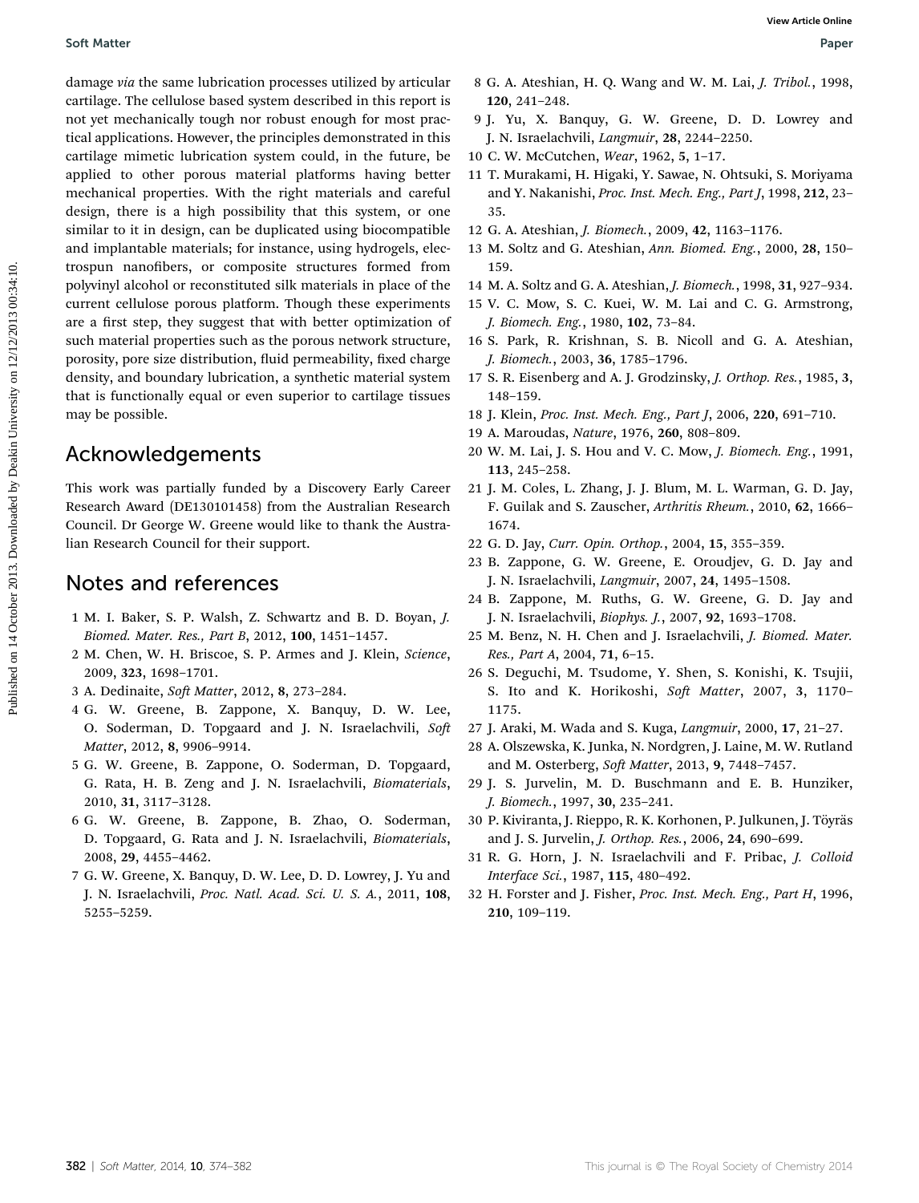damage *via* the same lubrication processes utilized by articular cartilage. The cellulose based system described in this report is not yet mechanically tough nor robust enough for most practical applications. However, the principles demonstrated in this cartilage mimetic lubrication system could, in the future, be applied to other porous material platforms having better mechanical properties. With the right materials and careful design, there is a high possibility that this system, or one similar to it in design, can be duplicated using biocompatible and implantable materials; for instance, using hydrogels, electrospun nanofibers, or composite structures formed from polyvinyl alcohol or reconstituted silk materials in place of the current cellulose porous platform. Though these experiments are a first step, they suggest that with better optimization of such material properties such as the porous network structure, porosity, pore size distribution, fluid permeability, fixed charge density, and boundary lubrication, a synthetic material system that is functionally equal or even superior to cartilage tissues may be possible.

## Acknowledgements

This work was partially funded by a Discovery Early Career Research Award (DE130101458) from the Australian Research Council. Dr George W. Greene would like to thank the Australian Research Council for their support.

## Notes and references

1 M. I. Baker, S. P. Walsh, Z. Schwartz and B. D. Boyan, *J. Biomed. Mater. Res., Part B*, 2012, **100**, 1451–1457.

2 M. Chen, W. H. Briscoe, S. P. Armes and J. Klein, *Science*, 2009, **323**, 1698–1701.

3 A. Dedinaite, *Soft Matter*, 2012, **8**, 273–284.

4 G. W. Greene, B. Zappone, X. Banquy, D. W. Lee, O. Soderman, D. Topgaard and J. N. Israelachvili, *Soft Matter*, 2012, **8**, 9906–9914.

5 G. W. Greene, B. Zappone, O. Soderman, D. Topgaard, G. Rata, H. B. Zeng and J. N. Israelachvili, *Biomaterials*, 2010, **31**, 3117–3128.

6 G. W. Greene, B. Zappone, B. Zhao, O. Soderman, D. Topgaard, G. Rata and J. N. Israelachvili, *Biomaterials*, 2008, **29**, 4455–4462.

7 G. W. Greene, X. Banquy, D. W. Lee, D. D. Lowrey, J. Yu and J. N. Israelachvili, *Proc. Natl. Acad. Sci. U. S. A.*, 2011, **108**, 5255–5259.

8 G. A. Ateshian, H. Q. Wang and W. M. Lai, *J. Tribol.*, 1998, **120**, 241–248.

9 J. Yu, X. Banquy, G. W. Greene, D. D. Lowrey and J. N. Israelachvili, *Langmuir*, **28**, 2244–2250.

10 C. W. McCutchen, *Wear*, 1962, **5**, 1–17.

11 T. Murakami, H. Higaki, Y. Sawae, N. Ohtsuki, S. Moriyama and Y. Nakanishi, *Proc. Inst. Mech. Eng., Part J*, 1998, **212**, 23–35.

12 G. A. Ateshian, *J. Biomech.*, 2009, **42**, 1163–1176.

13 M. Soltz and G. Ateshian, *Ann. Biomed. Eng.*, 2000, **28**, 150–159.

14 M. A. Soltz and G. A. Ateshian, *J. Biomech.*, 1998, **31**, 927–934.

15 V. C. Mow, S. C. Kuei, W. M. Lai and C. G. Armstrong, *J. Biomech. Eng.*, 1980, **102**, 73–84.

16 S. Park, R. Krishnan, S. B. Nicoll and G. A. Ateshian, *J. Biomech.*, 2003, **36**, 1785–1796.

17 S. R. Eisenberg and A. J. Grodzinsky, *J. Orthop. Res.*, 1985, **3**, 148–159.

18 J. Klein, *Proc. Inst. Mech. Eng., Part J*, 2006, **220**, 691–710.

19 A. Maroudas, *Nature*, 1976, **260**, 808–809.

20 W. M. Lai, J. S. Hou and V. C. Mow, *J. Biomech. Eng.*, 1991, **113**, 245–258.

21 J. M. Coles, L. Zhang, J. J. Blum, M. L. Warman, G. D. Jay, F. Guilak and S. Zauscher, *Arthritis Rheum.*, 2010, **62**, 1666–1674.

22 G. D. Jay, *Curr. Opin. Orthop.*, 2004, **15**, 355–359.

23 B. Zappone, G. W. Greene, E. Oroudjev, G. D. Jay and J. N. Israelachvili, *Langmuir*, 2007, **24**, 1495–1508.

24 B. Zappone, M. Ruths, G. W. Greene, G. D. Jay and J. N. Israelachvili, *Biophys. J.*, 2007, **92**, 1693–1708.

25 M. Benz, N. H. Chen and J. Israelachvili, *J. Biomed. Mater. Res., Part A*, 2004, **71**, 6–15.

26 S. Deguchi, M. Tsudome, Y. Shen, S. Konishi, K. Tsujii, S. Ito and K. Horikoshi, *Soft Matter*, 2007, **3**, 1170–1175.

27 J. Araki, M. Wada and S. Kuga, *Langmuir*, 2000, **17**, 21–27.

28 A. Olszewska, K. Junka, N. Nordgren, J. Laine, M. W. Rutland and M. Osterberg, *Soft Matter*, 2013, **9**, 7448–7457.

29 J. S. Jurvelin, M. D. Buschmann and E. B. Hunziker, *J. Biomech.*, 1997, **30**, 235–241.

30 P. Kiviranta, J. Rieppo, R. K. Korhonen, P. Julkunen, J. Töyräs and J. S. Jurvelin, *J. Orthop. Res.*, 2006, **24**, 690–699.

31 R. G. Horn, J. N. Israelachvili and F. Pribac, *J. Colloid Interface Sci.*, 1987, **115**, 480–492.

32 H. Forster and J. Fisher, *Proc. Inst. Mech. Eng., Part H*, 1996, **210**, 109–119.